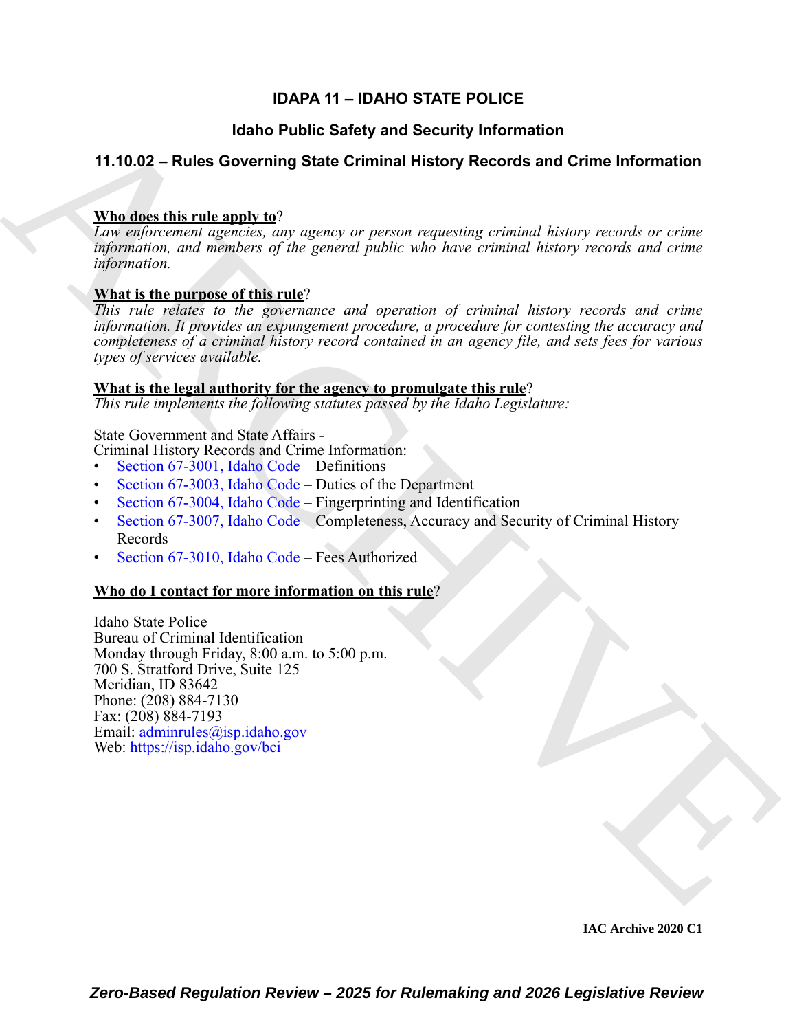# IDAPA 11 – IDAHO STATE POLICE

## Idaho Public Safety and Security Information

## 11.10.02 – Rules Governing State Criminal History Records and Crime Information

**Who does this rule apply to**?

*Law enforcement agencies, any agency or person requesting criminal history records or crime information, and members of the general public who have criminal history records and crime information.*

**What is the purpose of this rule**?

*This rule relates to the governance and operation of criminal history records and crime information. It provides an expungement procedure, a procedure for contesting the accuracy and completeness of a criminal history record contained in an agency file, and sets fees for various types of services available.*

**What is the legal authority for the agency to promulgate this rule**?

*This rule implements the following statutes passed by the Idaho Legislature:*

State Government and State Affairs -
Criminal History Records and Crime Information:

- Section 67-3001, Idaho Code – Definitions
- Section 67-3003, Idaho Code – Duties of the Department
- Section 67-3004, Idaho Code – Fingerprinting and Identification
- Section 67-3007, Idaho Code – Completeness, Accuracy and Security of Criminal History Records
- Section 67-3010, Idaho Code – Fees Authorized

**Who do I contact for more information on this rule**?

Idaho State Police
Bureau of Criminal Identification
Monday through Friday, 8:00 a.m. to 5:00 p.m.
700 S. Stratford Drive, Suite 125
Meridian, ID 83642
Phone: (208) 884-7130
Fax: (208) 884-7193
Email: adminrules@isp.idaho.gov
Web: https://isp.idaho.gov/bci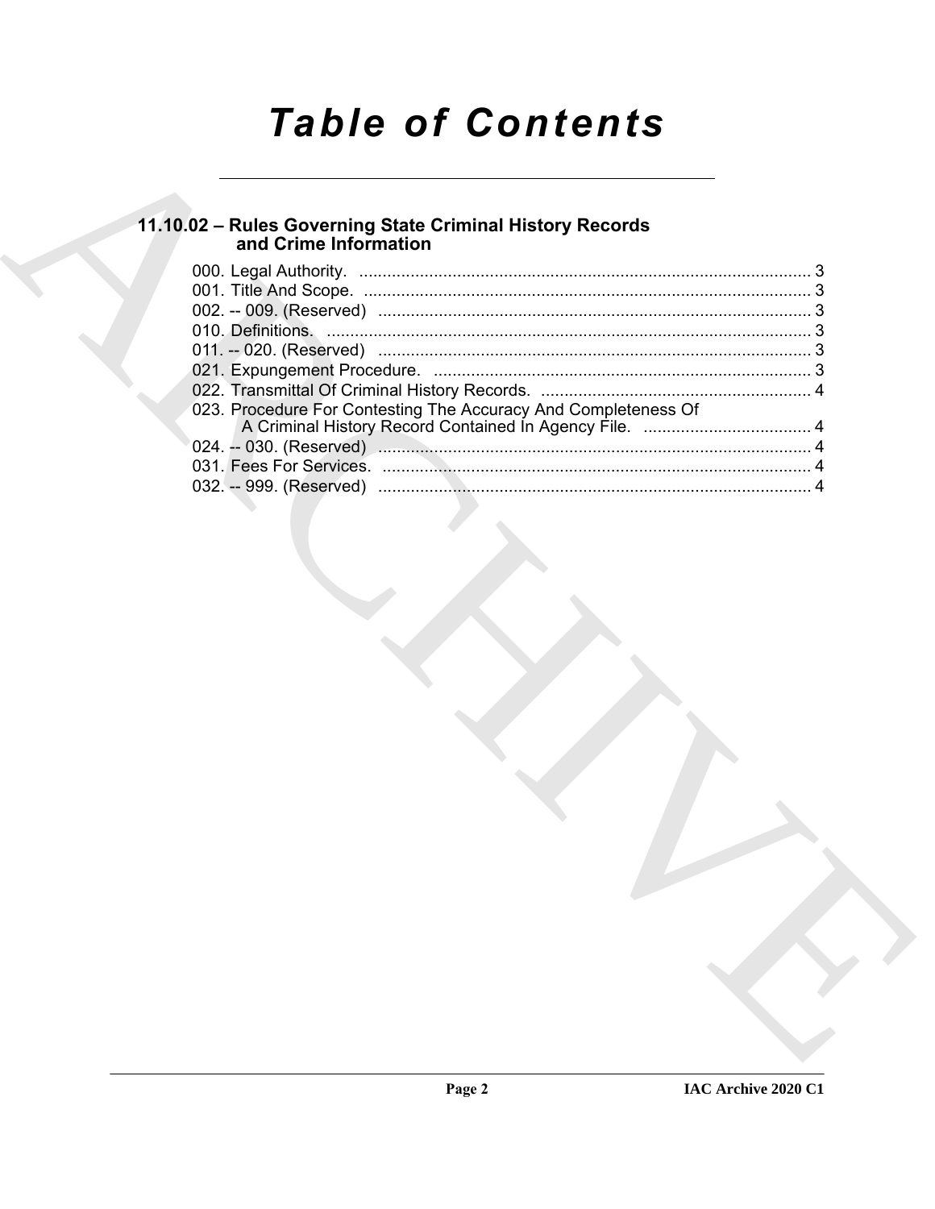# Table of Contents

## 11.10.02 – Rules Governing State Criminal History Records and Crime Information

000. Legal Authority. ................................................................................................ 3
001. Title And Scope. ................................................................................................ 3
002. -- 009. (Reserved) ............................................................................................. 3
010. Definitions. ........................................................................................................ 3
011. -- 020. (Reserved) ............................................................................................. 3
021. Expungement Procedure. ................................................................................. 3
022. Transmittal Of Criminal History Records. .......................................................... 4
023. Procedure For Contesting The Accuracy And Completeness Of A Criminal History Record Contained In Agency File. .................................... 4
024. -- 030. (Reserved) ............................................................................................. 4
031. Fees For Services. ............................................................................................ 4
032. -- 999. (Reserved) ............................................................................................. 4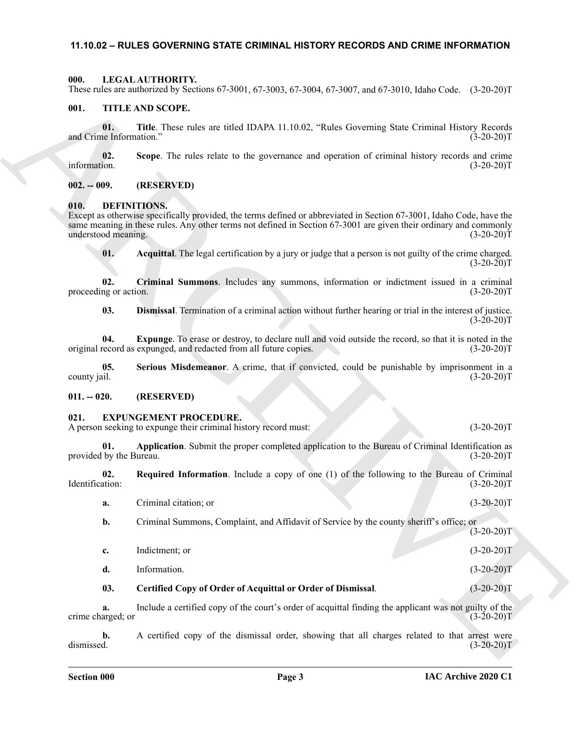# 11.10.02 – RULES GOVERNING STATE CRIMINAL HISTORY RECORDS AND CRIME INFORMATION

## 000. LEGAL AUTHORITY.

These rules are authorized by Sections 67-3001, 67-3003, 67-3004, 67-3007, and 67-3010, Idaho Code. (3-20-20)T

## 001. TITLE AND SCOPE.

**01. Title**. These rules are titled IDAPA 11.10.02, "Rules Governing State Criminal History Records and Crime Information." (3-20-20)T

**02. Scope**. The rules relate to the governance and operation of criminal history records and crime information. (3-20-20)T

## 002. -- 009. (RESERVED)

## 010. DEFINITIONS.

Except as otherwise specifically provided, the terms defined or abbreviated in Section 67-3001, Idaho Code, have the same meaning in these rules. Any other terms not defined in Section 67-3001 are given their ordinary and commonly understood meaning. (3-20-20)T

**01. Acquittal**. The legal certification by a jury or judge that a person is not guilty of the crime charged. (3-20-20)T

**02. Criminal Summons**. Includes any summons, information or indictment issued in a criminal proceeding or action. (3-20-20)T

**03. Dismissal**. Termination of a criminal action without further hearing or trial in the interest of justice. (3-20-20)T

**04. Expunge**. To erase or destroy, to declare null and void outside the record, so that it is noted in the original record as expunged, and redacted from all future copies. (3-20-20)T

**05. Serious Misdemeanor**. A crime, that if convicted, could be punishable by imprisonment in a county jail. (3-20-20)T

## 011. -- 020. (RESERVED)

## 021. EXPUNGEMENT PROCEDURE.

A person seeking to expunge their criminal history record must: (3-20-20)T

**01. Application**. Submit the proper completed application to the Bureau of Criminal Identification as provided by the Bureau. (3-20-20)T

**02. Required Information**. Include a copy of one (1) of the following to the Bureau of Criminal Identification: (3-20-20)T

**a.** Criminal citation; or (3-20-20)T

**b.** Criminal Summons, Complaint, and Affidavit of Service by the county sheriff's office; or (3-20-20)T

**c.** Indictment; or (3-20-20)T

**d.** Information. (3-20-20)T

**03. Certified Copy of Order of Acquittal or Order of Dismissal**. (3-20-20)T

**a.** Include a certified copy of the court's order of acquittal finding the applicant was not guilty of the crime charged; or (3-20-20)T

**b.** A certified copy of the dismissal order, showing that all charges related to that arrest were dismissed. (3-20-20)T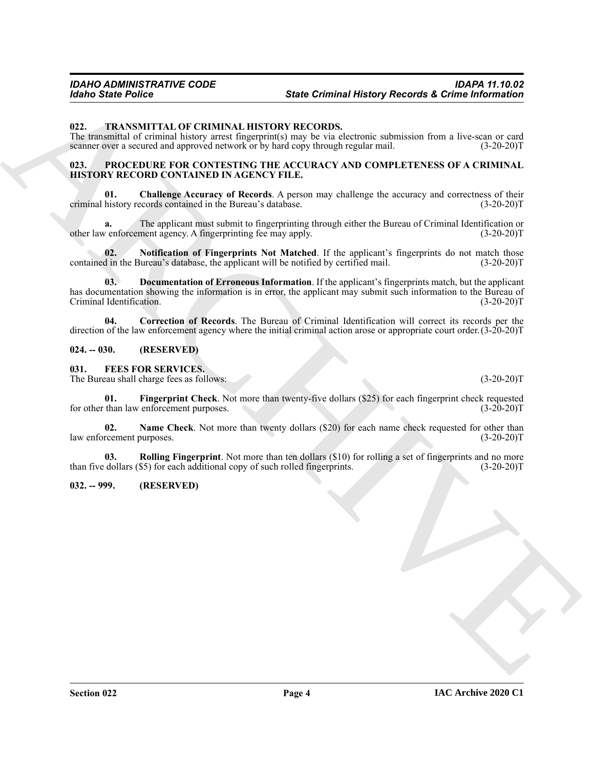### 022. TRANSMITTAL OF CRIMINAL HISTORY RECORDS.

The transmittal of criminal history arrest fingerprint(s) may be via electronic submission from a live-scan or card scanner over a secured and approved network or by hard copy through regular mail. (3-20-20)T

### 023. PROCEDURE FOR CONTESTING THE ACCURACY AND COMPLETENESS OF A CRIMINAL HISTORY RECORD CONTAINED IN AGENCY FILE.

**01. Challenge Accuracy of Records**. A person may challenge the accuracy and correctness of their criminal history records contained in the Bureau's database. (3-20-20)T

**a.** The applicant must submit to fingerprinting through either the Bureau of Criminal Identification or other law enforcement agency. A fingerprinting fee may apply. (3-20-20)T

**02. Notification of Fingerprints Not Matched**. If the applicant's fingerprints do not match those contained in the Bureau's database, the applicant will be notified by certified mail. (3-20-20)T

**03. Documentation of Erroneous Information**. If the applicant's fingerprints match, but the applicant has documentation showing the information is in error, the applicant may submit such information to the Bureau of Criminal Identification. (3-20-20)T

**04. Correction of Records**. The Bureau of Criminal Identification will correct its records per the direction of the law enforcement agency where the initial criminal action arose or appropriate court order. (3-20-20)T

### 024. -- 030. (RESERVED)

### 031. FEES FOR SERVICES.

The Bureau shall charge fees as follows: (3-20-20)T

**01. Fingerprint Check**. Not more than twenty-five dollars ($25) for each fingerprint check requested for other than law enforcement purposes. (3-20-20)T

**02. Name Check**. Not more than twenty dollars ($20) for each name check requested for other than law enforcement purposes. (3-20-20)T

**03. Rolling Fingerprint**. Not more than ten dollars ($10) for rolling a set of fingerprints and no more than five dollars ($5) for each additional copy of such rolled fingerprints. (3-20-20)T

### 032. -- 999. (RESERVED)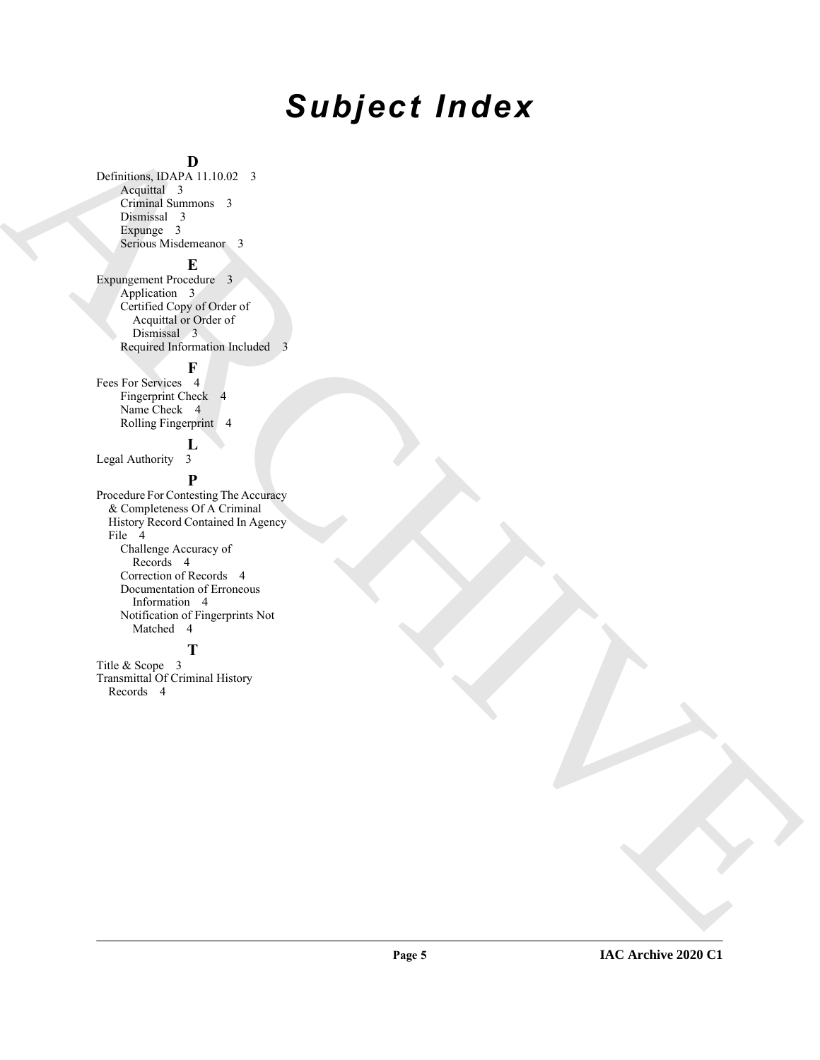# *Subject Index*

**D**

Definitions, IDAPA 11.10.02 3
- Acquittal 3
- Criminal Summons 3
- Dismissal 3
- Expunge 3
- Serious Misdemeanor 3

**E**

Expungement Procedure 3
- Application 3
- Certified Copy of Order of Acquittal or Order of Dismissal 3
- Required Information Included 3

**F**

Fees For Services 4
- Fingerprint Check 4
- Name Check 4
- Rolling Fingerprint 4

**L**

Legal Authority 3

**P**

Procedure For Contesting The Accuracy & Completeness Of A Criminal History Record Contained In Agency File 4
- Challenge Accuracy of Records 4
- Correction of Records 4
- Documentation of Erroneous Information 4
- Notification of Fingerprints Not Matched 4

**T**

Title & Scope 3
Transmittal Of Criminal History Records 4